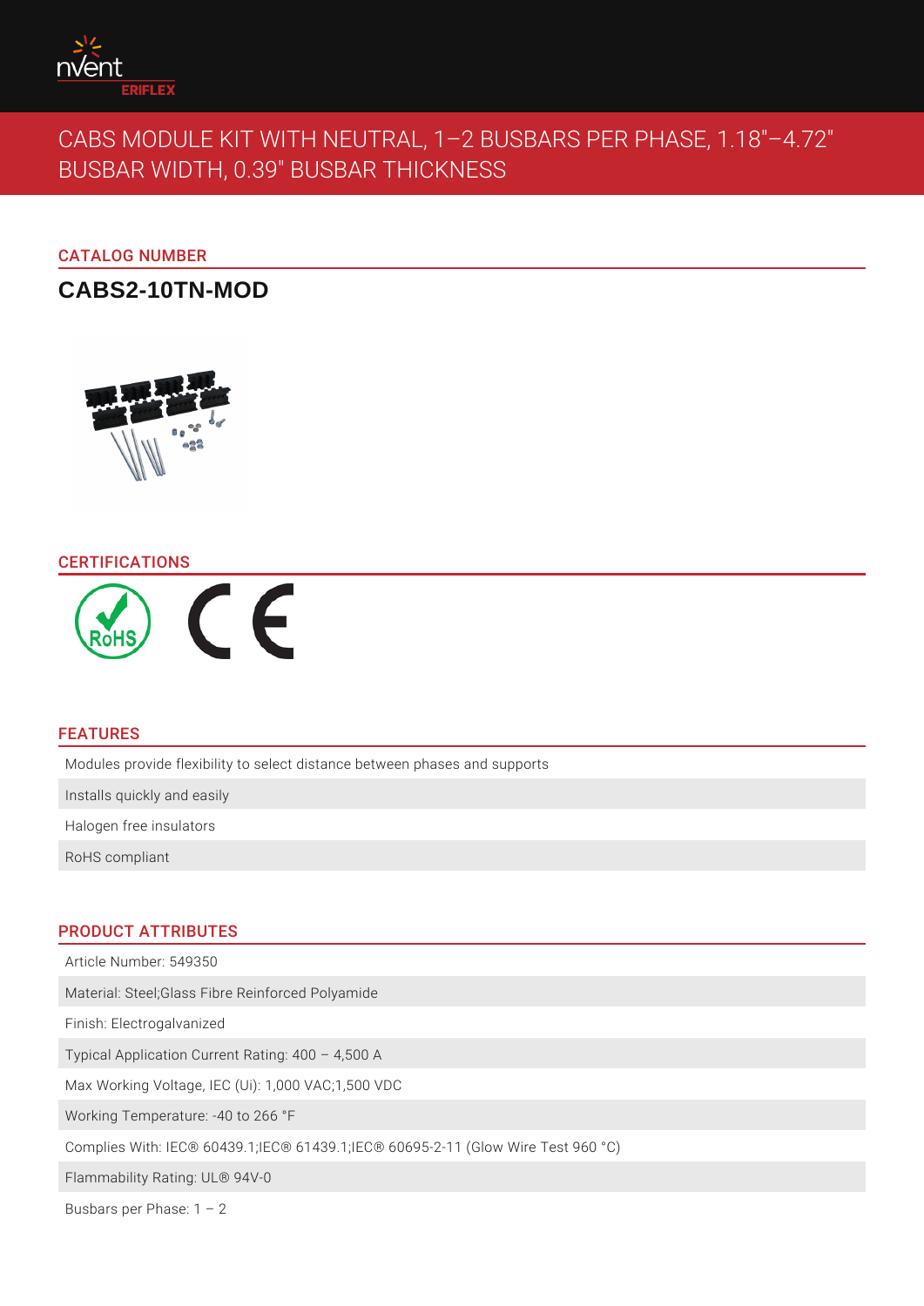# CABS MODULE KIT WITH NEUTRAL, 1–2 BUSBARS PER PHASE, 1.18"–4.72" BUSBAR WIDTH, 0.39" BUSBAR THICKNESS

## CATALOG NUMBER

**CABS2-10TN-MOD**

## CERTIFICATIONS

## FEATURES

- Modules provide flexibility to select distance between phases and supports
- Installs quickly and easily
- Halogen free insulators
- RoHS compliant

## PRODUCT ATTRIBUTES

Article Number: 549350

Material: Steel;Glass Fibre Reinforced Polyamide

Finish: Electrogalvanized

Typical Application Current Rating: 400 – 4,500 A

Max Working Voltage, IEC (Ui): 1,000 VAC;1,500 VDC

Working Temperature: -40 to 266 °F

Complies With: IEC® 60439.1;IEC® 61439.1;IEC® 60695-2-11 (Glow Wire Test 960 °C)

Flammability Rating: UL® 94V-0

Busbars per Phase: 1 – 2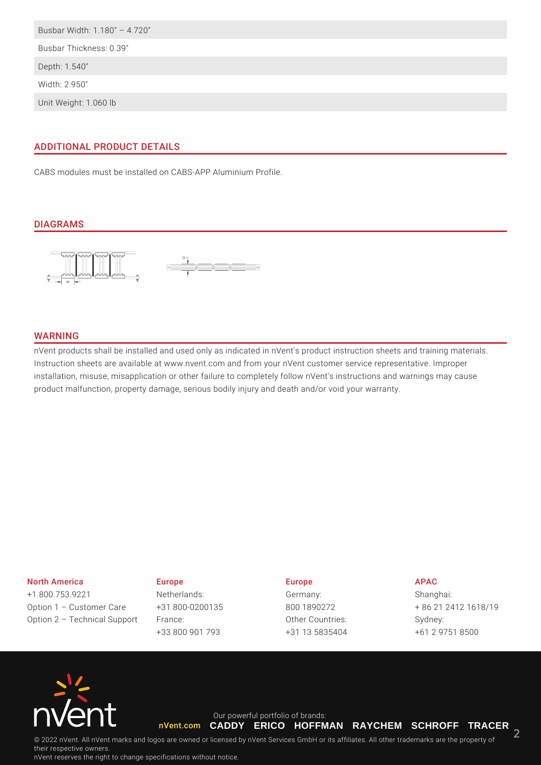| | |
|---|---|
| Busbar Width: 1.180" – 4.720" | |
| Busbar Thickness: 0.39" | |
| Depth: 1.540" | |
| Width: 2.950" | |
| Unit Weight: 1.060 lb | |

## ADDITIONAL PRODUCT DETAILS

CABS modules must be installed on CABS-APP Aluminium Profile.

## DIAGRAMS

W

D

## WARNING

nVent products shall be installed and used only as indicated in nVent's product instruction sheets and training materials. Instruction sheets are available at www.nvent.com and from your nVent customer service representative. Improper installation, misuse, misapplication or other failure to completely follow nVent's instructions and warnings may cause product malfunction, property damage, serious bodily injury and death and/or void your warranty.

**North America**
+1.800.753.9221
Option 1 – Customer Care
Option 2 – Technical Support

**Europe**
Netherlands:
+31 800-0200135
France:
+33 800 901 793

**Europe**
Germany:
800 1890272
Other Countries:
+31 13 5835404

**APAC**
Shanghai:
+ 86 21 2412 1618/19
Sydney:
+61 2 9751 8500

nVent

Our powerful portfolio of brands:
nVent.com **CADDY ERICO HOFFMAN RAYCHEM SCHROFF TRACER**

© 2022 nVent. All nVent marks and logos are owned or licensed by nVent Services GmbH or its affiliates. All other trademarks are the property of their respective owners.
nVent reserves the right to change specifications without notice.